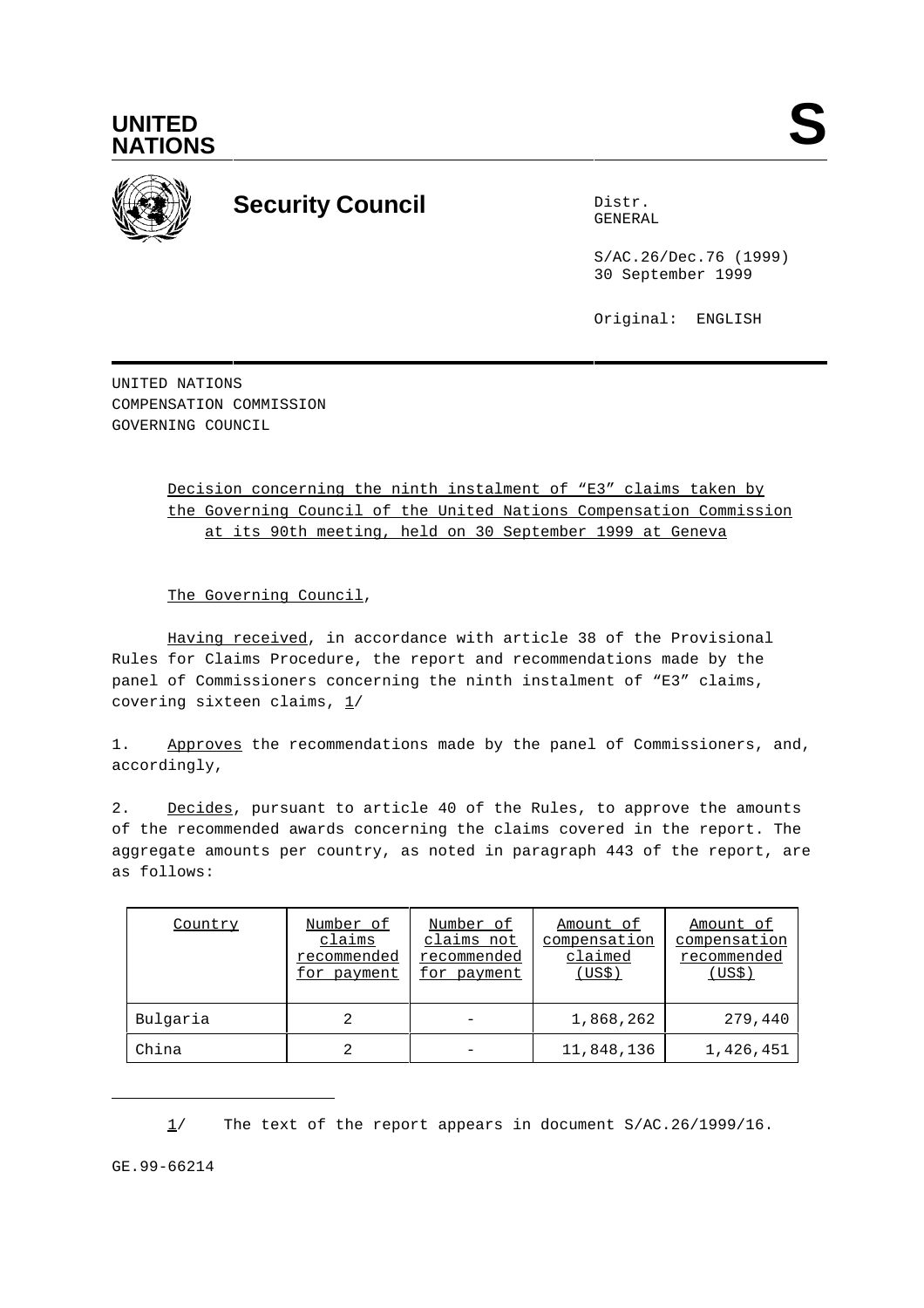UNITED NATIONS

# S

## Security Council

Distr.
GENERAL

S/AC.26/Dec.76 (1999)
30 September 1999

Original: ENGLISH

UNITED NATIONS
COMPENSATION COMMISSION
GOVERNING COUNCIL

Decision concerning the ninth instalment of “E3” claims taken by the Governing Council of the United Nations Compensation Commission at its 90th meeting, held on 30 September 1999 at Geneva

The Governing Council,

Having received, in accordance with article 38 of the Provisional Rules for Claims Procedure, the report and recommendations made by the panel of Commissioners concerning the ninth instalment of “E3” claims, covering sixteen claims, 1/

1. Approves the recommendations made by the panel of Commissioners, and, accordingly,

2. Decides, pursuant to article 40 of the Rules, to approve the amounts of the recommended awards concerning the claims covered in the report. The aggregate amounts per country, as noted in paragraph 443 of the report, are as follows:

| Country | Number of claims recommended for payment | Number of claims not recommended for payment | Amount of compensation claimed (US$) | Amount of compensation recommended (US$) |
|---|---|---|---|---|
| Bulgaria | 2 | - | 1,868,262 | 279,440 |
| China | 2 | - | 11,848,136 | 1,426,451 |

1/ The text of the report appears in document S/AC.26/1999/16.

GE.99-66214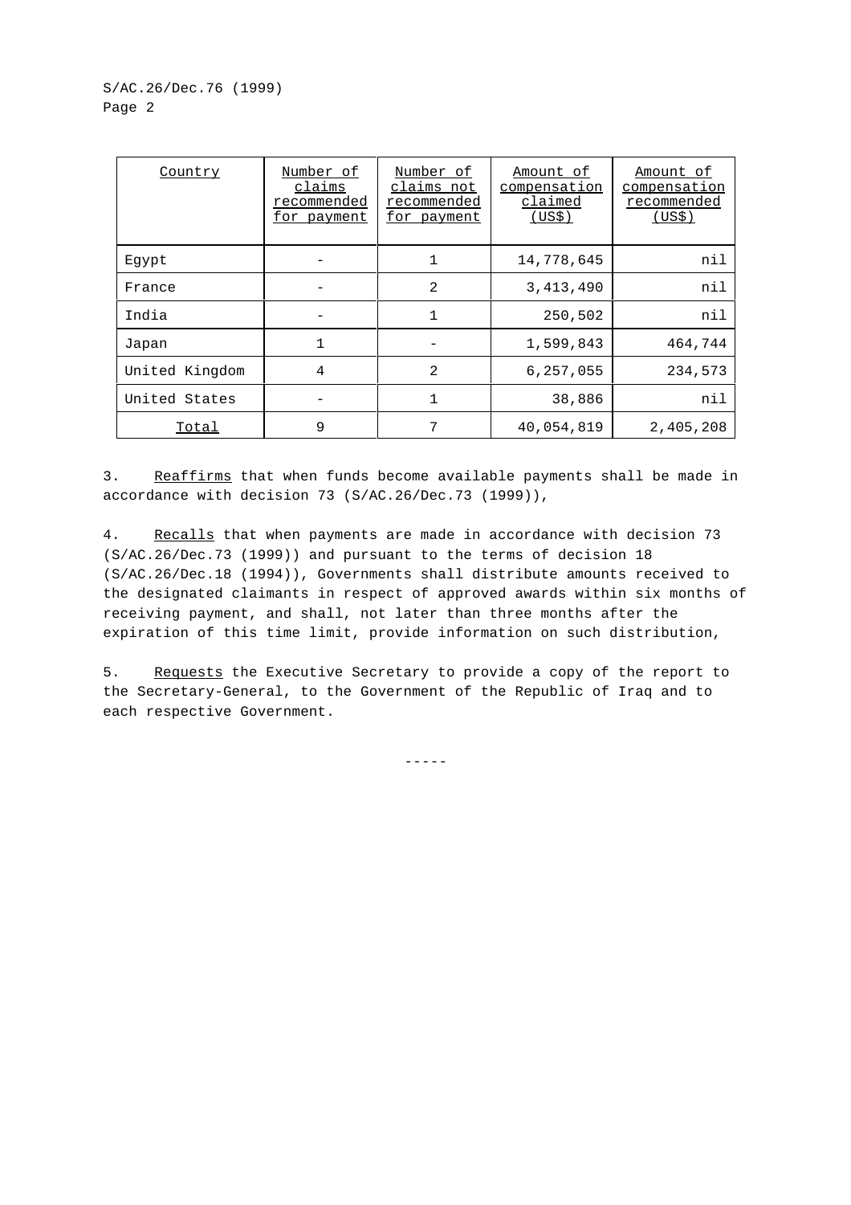| Country | Number of claims recommended for payment | Number of claims not recommended for payment | Amount of compensation claimed (US$) | Amount of compensation recommended (US$) |
|---|---|---|---|---|
| Egypt | - | 1 | 14,778,645 | nil |
| France | - | 2 | 3,413,490 | nil |
| India | - | 1 | 250,502 | nil |
| Japan | 1 | - | 1,599,843 | 464,744 |
| United Kingdom | 4 | 2 | 6,257,055 | 234,573 |
| United States | - | 1 | 38,886 | nil |
| Total | 9 | 7 | 40,054,819 | 2,405,208 |

3. Reaffirms that when funds become available payments shall be made in accordance with decision 73 (S/AC.26/Dec.73 (1999)),

4. Recalls that when payments are made in accordance with decision 73 (S/AC.26/Dec.73 (1999)) and pursuant to the terms of decision 18 (S/AC.26/Dec.18 (1994)), Governments shall distribute amounts received to the designated claimants in respect of approved awards within six months of receiving payment, and shall, not later than three months after the expiration of this time limit, provide information on such distribution,

5. Requests the Executive Secretary to provide a copy of the report to the Secretary-General, to the Government of the Republic of Iraq and to each respective Government.

-----